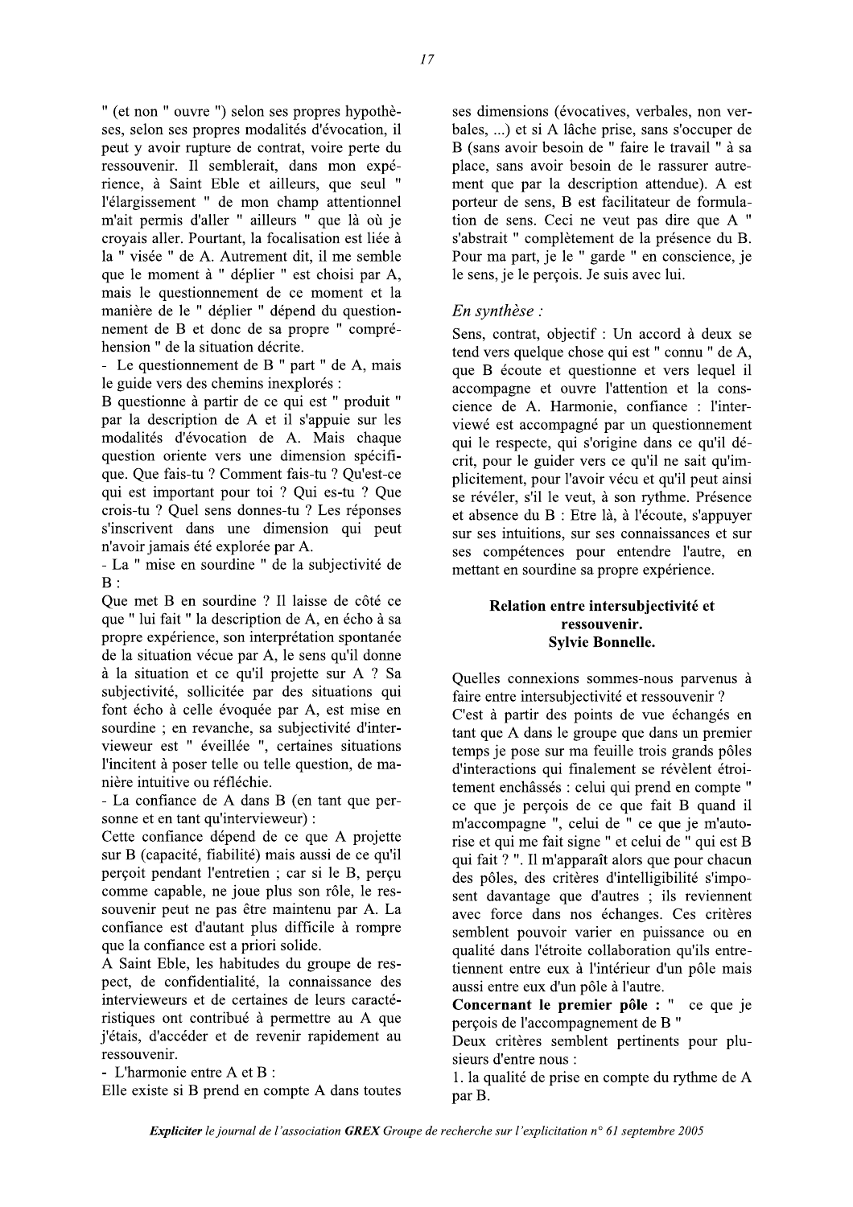" (et non " ouvre ") selon ses propres hypothèses, selon ses propres modalités d'évocation, il peut y avoir rupture de contrat, voire perte du ressouvenir. Il semblerait, dans mon expérience, à Saint Eble et ailleurs, que seul " l'élargissement " de mon champ attentionnel m'ait permis d'aller " ailleurs " que là où je croyais aller. Pourtant, la focalisation est liée à la " visée " de A. Autrement dit, il me semble que le moment à " déplier " est choisi par A, mais le questionnement de ce moment et la manière de le " déplier " dépend du questionnement de B et donc de sa propre " compréhension " de la situation décrite.

- Le questionnement de B " part " de A, mais le guide vers des chemins inexplorés :

B questionne à partir de ce qui est " produit " par la description de A et il s'appuie sur les modalités d'évocation de A. Mais chaque question oriente vers une dimension spécifique. Que fais-tu ? Comment fais-tu ? Qu'est-ce qui est important pour toi ? Qui es-tu ? Que crois-tu ? Quel sens donnes-tu ? Les réponses s'inscrivent dans une dimension qui peut n'avoir jamais été explorée par A.

- La " mise en sourdine " de la subjectivité de B :

Que met B en sourdine ? Il laisse de côté ce que " lui fait " la description de A, en écho à sa propre expérience, son interprétation spontanée de la situation vécue par A, le sens qu'il donne à la situation et ce qu'il projette sur A ? Sa subjectivité, sollicitée par des situations qui font écho à celle évoquée par A, est mise en sourdine ; en revanche, sa subjectivité d'intervieweur est " éveillée ", certaines situations l'incitent à poser telle ou telle question, de manière intuitive ou réfléchie.

- La confiance de A dans B (en tant que personne et en tant qu'intervieweur) :

Cette confiance dépend de ce que A projette sur B (capacité, fiabilité) mais aussi de ce qu'il perçoit pendant l'entretien ; car si le B, perçu comme capable, ne joue plus son rôle, le ressouvenir peut ne pas être maintenu par A. La confiance est d'autant plus difficile à rompre que la confiance est a priori solide.

A Saint Eble, les habitudes du groupe de respect, de confidentialité, la connaissance des intervieweurs et de certaines de leurs caractéristiques ont contribué à permettre au A que j'étais, d'accéder et de revenir rapidement au ressouvenir.

- L'harmonie entre A et B :

Elle existe si B prend en compte A dans toutes ses dimensions (évocatives, verbales, non verbales, ...) et si A lâche prise, sans s'occuper de B (sans avoir besoin de " faire le travail " à sa place, sans avoir besoin de le rassurer autrement que par la description attendue). A est porteur de sens, B est facilitateur de formulation de sens. Ceci ne veut pas dire que A " s'abstrait " complètement de la présence du B. Pour ma part, je le " garde " en conscience, je le sens, je le perçois. Je suis avec lui.

*En synthèse :*

Sens, contrat, objectif : Un accord à deux se tend vers quelque chose qui est " connu " de A, que B écoute et questionne et vers lequel il accompagne et ouvre l'attention et la conscience de A. Harmonie, confiance : l'interviewé est accompagné par un questionnement qui le respecte, qui s'origine dans ce qu'il décrit, pour le guider vers ce qu'il ne sait qu'implicitement, pour l'avoir vécu et qu'il peut ainsi se révéler, s'il le veut, à son rythme. Présence et absence du B : Etre là, à l'écoute, s'appuyer sur ses intuitions, sur ses connaissances et sur ses compétences pour entendre l'autre, en mettant en sourdine sa propre expérience.

## Relation entre intersubjectivité et ressouvenir.

**Sylvie Bonnelle.**

Quelles connexions sommes-nous parvenus à faire entre intersubjectivité et ressouvenir ?

C'est à partir des points de vue échangés en tant que A dans le groupe que dans un premier temps je pose sur ma feuille trois grands pôles d'interactions qui finalement se révèlent étroitement enchâssés : celui qui prend en compte " ce que je perçois de ce que fait B quand il m'accompagne ", celui de " ce que je m'autorise et qui me fait signe " et celui de " qui est B qui fait ? ". Il m'apparaît alors que pour chacun des pôles, des critères d'intelligibilité s'imposent davantage que d'autres ; ils reviennent avec force dans nos échanges. Ces critères semblent pouvoir varier en puissance ou en qualité dans l'étroite collaboration qu'ils entretiennent entre eux à l'intérieur d'un pôle mais aussi entre eux d'un pôle à l'autre.

**Concernant le premier pôle :** " ce que je perçois de l'accompagnement de B "

Deux critères semblent pertinents pour plusieurs d'entre nous :

1. la qualité de prise en compte du rythme de A par B.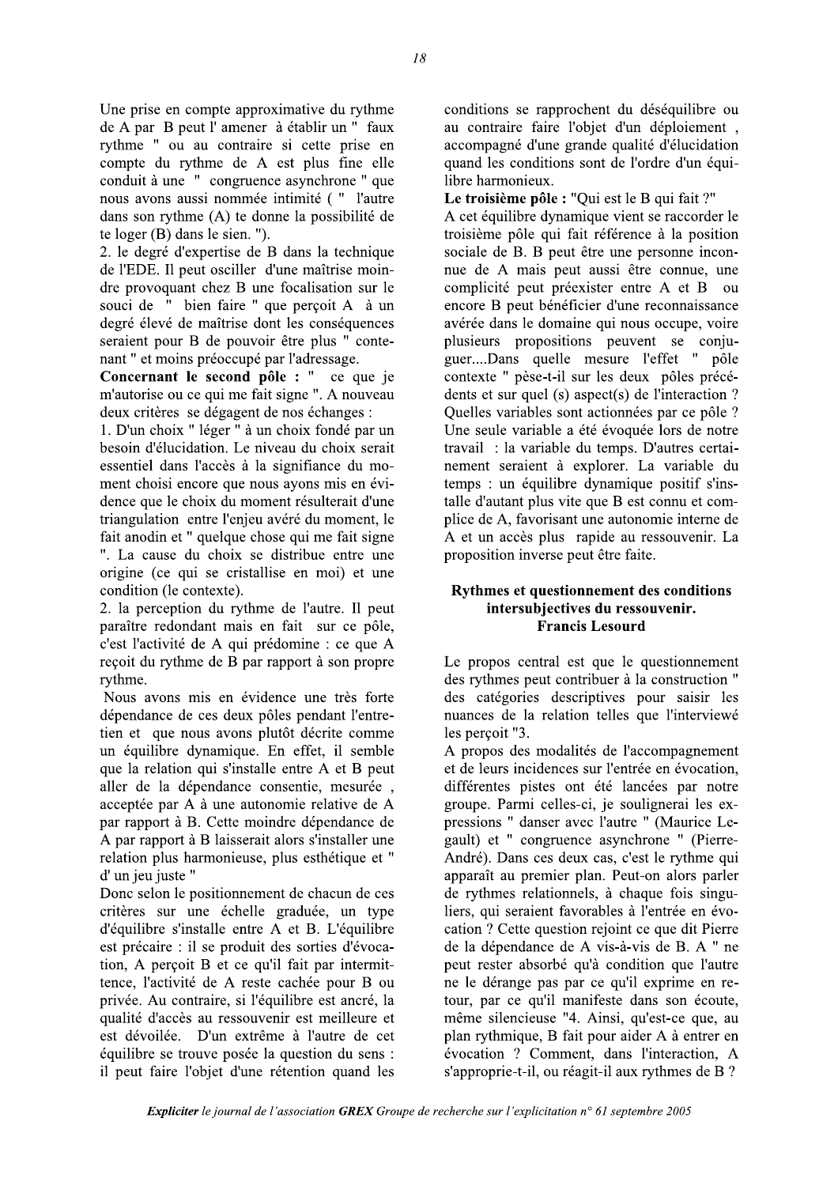Une prise en compte approximative du rythme de A par B peut l' amener à établir un " faux rythme " ou au contraire si cette prise en compte du rythme de A est plus fine elle conduit à une " congruence asynchrone " que nous avons aussi nommée intimité ( " l'autre dans son rythme (A) te donne la possibilité de te loger (B) dans le sien. ").

2. le degré d'expertise de B dans la technique de l'EDE. Il peut osciller d'une maîtrise moindre provoquant chez B une focalisation sur le souci de " bien faire " que perçoit A à un degré élevé de maîtrise dont les conséquences seraient pour B de pouvoir être plus " contenant " et moins préoccupé par l'adressage.

**Concernant le second pôle :** " ce que je m'autorise ou ce qui me fait signe ". A nouveau deux critères se dégagent de nos échanges :

1. D'un choix " léger " à un choix fondé par un besoin d'élucidation. Le niveau du choix serait essentiel dans l'accès à la signifiance du moment choisi encore que nous ayons mis en évidence que le choix du moment résulterait d'une triangulation entre l'enjeu avéré du moment, le fait anodin et " quelque chose qui me fait signe ". La cause du choix se distribue entre une origine (ce qui se cristallise en moi) et une condition (le contexte).

2. la perception du rythme de l'autre. Il peut paraître redondant mais en fait sur ce pôle, c'est l'activité de A qui prédomine : ce que A reçoit du rythme de B par rapport à son propre rythme.

Nous avons mis en évidence une très forte dépendance de ces deux pôles pendant l'entretien et que nous avons plutôt décrite comme un équilibre dynamique. En effet, il semble que la relation qui s'installe entre A et B peut aller de la dépendance consentie, mesurée , acceptée par A à une autonomie relative de A par rapport à B. Cette moindre dépendance de A par rapport à B laisserait alors s'installer une relation plus harmonieuse, plus esthétique et " d' un jeu juste "

Donc selon le positionnement de chacun de ces critères sur une échelle graduée, un type d'équilibre s'installe entre A et B. L'équilibre est précaire : il se produit des sorties d'évocation, A perçoit B et ce qu'il fait par intermittence, l'activité de A reste cachée pour B ou privée. Au contraire, si l'équilibre est ancré, la qualité d'accès au ressouvenir est meilleure et est dévoilée. D'un extrême à l'autre de cet équilibre se trouve posée la question du sens : il peut faire l'objet d'une rétention quand les conditions se rapprochent du déséquilibre ou au contraire faire l'objet d'un déploiement , accompagné d'une grande qualité d'élucidation quand les conditions sont de l'ordre d'un équilibre harmonieux.

**Le troisième pôle :** "Qui est le B qui fait ?"

A cet équilibre dynamique vient se raccorder le troisième pôle qui fait référence à la position sociale de B. B peut être une personne inconnue de A mais peut aussi être connue, une complicité peut préexister entre A et B ou encore B peut bénéficier d'une reconnaissance avérée dans le domaine qui nous occupe, voire plusieurs propositions peuvent se conjuguer....Dans quelle mesure l'effet " pôle contexte " pèse-t-il sur les deux pôles précédents et sur quel (s) aspect(s) de l'interaction ? Quelles variables sont actionnées par ce pôle ? Une seule variable a été évoquée lors de notre travail : la variable du temps. D'autres certainement seraient à explorer. La variable du temps : un équilibre dynamique positif s'installe d'autant plus vite que B est connu et complice de A, favorisant une autonomie interne de A et un accès plus rapide au ressouvenir. La proposition inverse peut être faite.

## Rythmes et questionnement des conditions intersubjectives du ressouvenir.

**Francis Lesourd**

Le propos central est que le questionnement des rythmes peut contribuer à la construction " des catégories descriptives pour saisir les nuances de la relation telles que l'interviewé les perçoit "3.

A propos des modalités de l'accompagnement et de leurs incidences sur l'entrée en évocation, différentes pistes ont été lancées par notre groupe. Parmi celles-ci, je soulignerai les expressions " danser avec l'autre " (Maurice Legault) et " congruence asynchrone " (Pierre-André). Dans ces deux cas, c'est le rythme qui apparaît au premier plan. Peut-on alors parler de rythmes relationnels, à chaque fois singuliers, qui seraient favorables à l'entrée en évocation ? Cette question rejoint ce que dit Pierre de la dépendance de A vis-à-vis de B. A " ne peut rester absorbé qu'à condition que l'autre ne le dérange pas par ce qu'il exprime en retour, par ce qu'il manifeste dans son écoute, même silencieuse "4. Ainsi, qu'est-ce que, au plan rythmique, B fait pour aider A à entrer en évocation ? Comment, dans l'interaction, A s'approprie-t-il, ou réagit-il aux rythmes de B ?